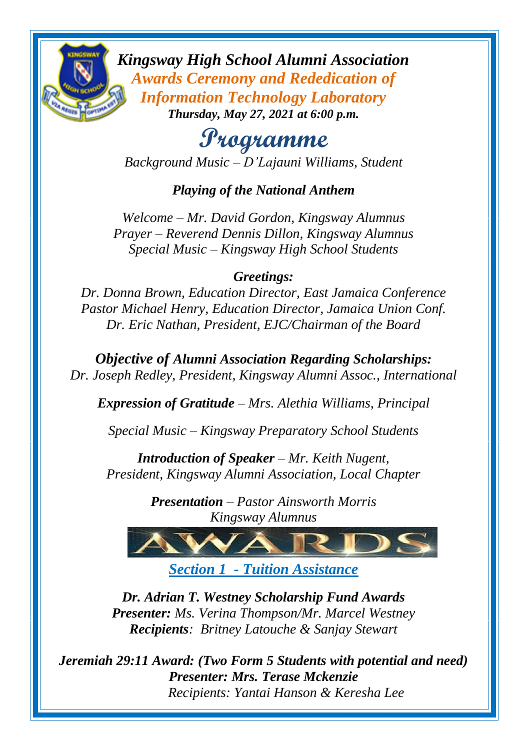# *Kingsway High School Alumni Association*

## *Awards Ceremony and Rededication of Information Technology Laboratory*

***Thursday, May 27, 2021 at 6:00 p.m.***

# Programme

*Background Music – D'Lajauni Williams, Student*

***Playing of the National Anthem***

*Welcome – Mr. David Gordon, Kingsway Alumnus*
*Prayer – Reverend Dennis Dillon, Kingsway Alumnus*
*Special Music – Kingsway High School Students*

***Greetings:***
*Dr. Donna Brown, Education Director, East Jamaica Conference*
*Pastor Michael Henry, Education Director, Jamaica Union Conf.*
*Dr. Eric Nathan, President, EJC/Chairman of the Board*

***Objective of Alumni Association Regarding Scholarships:***
*Dr. Joseph Redley, President, Kingsway Alumni Assoc., International*

***Expression of Gratitude** – Mrs. Alethia Williams, Principal*

*Special Music – Kingsway Preparatory School Students*

***Introduction of Speaker** – Mr. Keith Nugent, President, Kingsway Alumni Association, Local Chapter*

***Presentation** – Pastor Ainsworth Morris*
*Kingsway Alumnus*

# AWARDS

## *Section 1 - Tuition Assistance*

***Dr. Adrian T. Westney Scholarship Fund Awards***
***Presenter:** Ms. Verina Thompson/Mr. Marcel Westney*
***Recipients**: Britney Latouche & Sanjay Stewart*

***Jeremiah 29:11 Award: (Two Form 5 Students with potential and need)***
***Presenter: Mrs. Terase Mckenzie***
*Recipients: Yantai Hanson & Keresha Lee*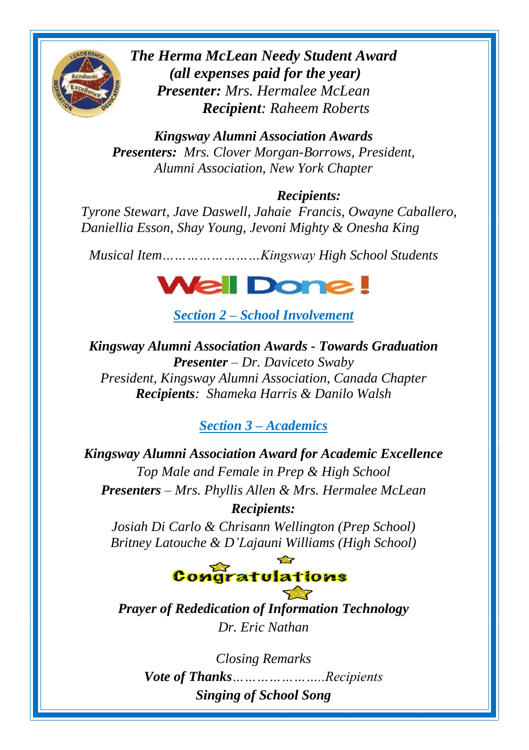***The Herma McLean Needy Student Award***
***(all expenses paid for the year)***
***Presenter:*** *Mrs. Hermalee McLean*
***Recipient****: Raheem Roberts*

***Kingsway Alumni Association Awards***
***Presenters:*** *Mrs. Clover Morgan-Borrows, President, Alumni Association, New York Chapter*

***Recipients:***
*Tyrone Stewart, Jave Daswell, Jahaie Francis, Owayne Caballero, Daniellia Esson, Shay Young, Jevoni Mighty & Onesha King*

*Musical Item……………………Kingsway High School Students*

**Well Done!**

## *Section 2 – School Involvement*

***Kingsway Alumni Association Awards - Towards Graduation***
***Presenter*** *– Dr. Daviceto Swaby*
*President, Kingsway Alumni Association, Canada Chapter*
***Recipients****: Shameka Harris & Danilo Walsh*

## *Section 3 – Academics*

***Kingsway Alumni Association Award for Academic Excellence***
*Top Male and Female in Prep & High School*
***Presenters*** *– Mrs. Phyllis Allen & Mrs. Hermalee McLean*
***Recipients:***
*Josiah Di Carlo & Chrisann Wellington (Prep School)*
*Britney Latouche & D'Lajauni Williams (High School)*

**Congratulations**

***Prayer of Rededication of Information Technology***
*Dr. Eric Nathan*

*Closing Remarks*
***Vote of Thanks****…………………..Recipients*
***Singing of School Song***